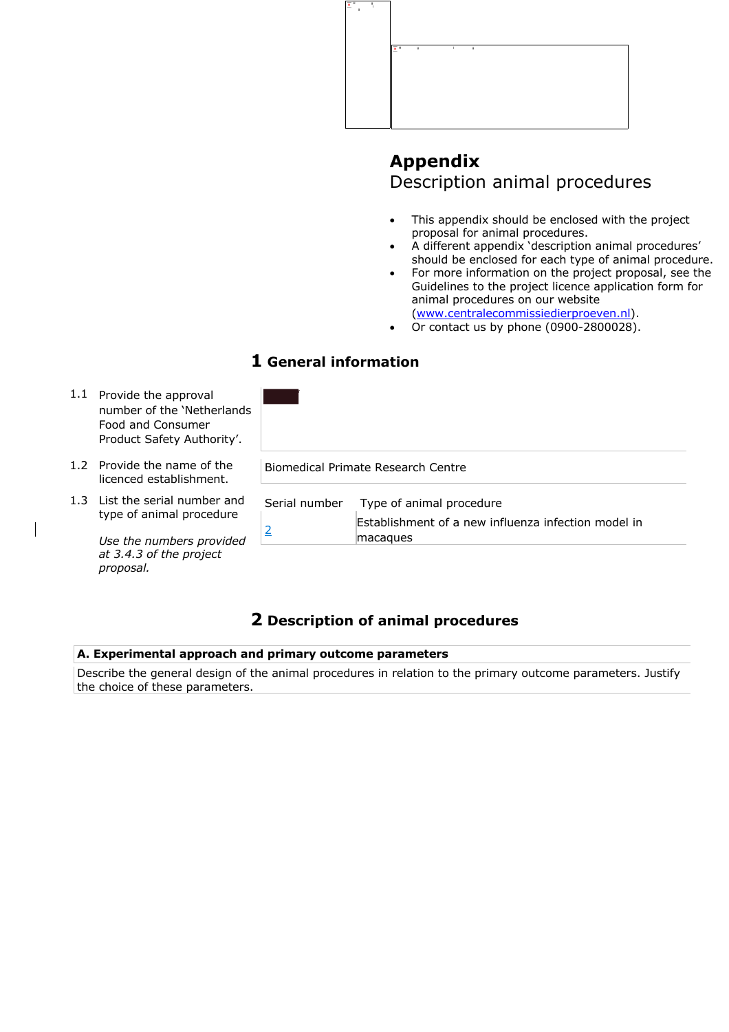# Appendix

Description animal procedures

- This appendix should be enclosed with the project proposal for animal procedures.
- A different appendix 'description animal procedures' should be enclosed for each type of animal procedure.
- For more information on the project proposal, see the Guidelines to the project licence application form for animal procedures on our website (www.centralecommissiedierproeven.nl).
- Or contact us by phone (0900-2800028).

## 1 General information

| | | |
|---|---|---|
| 1.1 | Provide the approval number of the 'Netherlands Food and Consumer Product Safety Authority'. | |
| 1.2 | Provide the name of the licenced establishment. | Biomedical Primate Research Centre |
| 1.3 | List the serial number and type of animal procedure<br><br>*Use the numbers provided at 3.4.3 of the project proposal.* | |

| Serial number | Type of animal procedure |
|---|---|
| 2 | Establishment of a new influenza infection model in macaques |

## 2 Description of animal procedures

**A. Experimental approach and primary outcome parameters**

Describe the general design of the animal procedures in relation to the primary outcome parameters. Justify the choice of these parameters.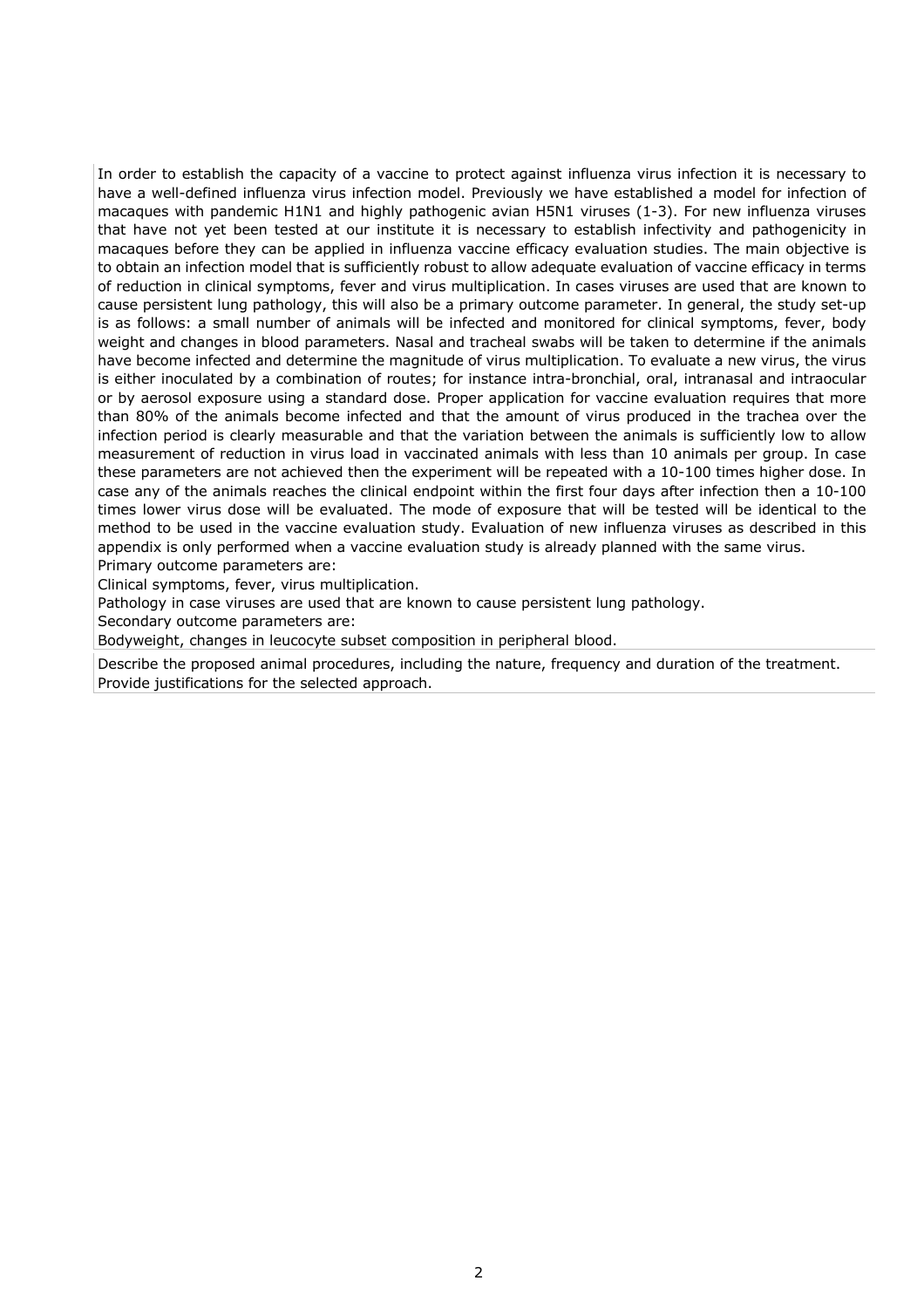In order to establish the capacity of a vaccine to protect against influenza virus infection it is necessary to have a well-defined influenza virus infection model. Previously we have established a model for infection of macaques with pandemic H1N1 and highly pathogenic avian H5N1 viruses (1-3). For new influenza viruses that have not yet been tested at our institute it is necessary to establish infectivity and pathogenicity in macaques before they can be applied in influenza vaccine efficacy evaluation studies. The main objective is to obtain an infection model that is sufficiently robust to allow adequate evaluation of vaccine efficacy in terms of reduction in clinical symptoms, fever and virus multiplication. In cases viruses are used that are known to cause persistent lung pathology, this will also be a primary outcome parameter. In general, the study set-up is as follows: a small number of animals will be infected and monitored for clinical symptoms, fever, body weight and changes in blood parameters. Nasal and tracheal swabs will be taken to determine if the animals have become infected and determine the magnitude of virus multiplication. To evaluate a new virus, the virus is either inoculated by a combination of routes; for instance intra-bronchial, oral, intranasal and intraocular or by aerosol exposure using a standard dose. Proper application for vaccine evaluation requires that more than 80% of the animals become infected and that the amount of virus produced in the trachea over the infection period is clearly measurable and that the variation between the animals is sufficiently low to allow measurement of reduction in virus load in vaccinated animals with less than 10 animals per group. In case these parameters are not achieved then the experiment will be repeated with a 10-100 times higher dose. In case any of the animals reaches the clinical endpoint within the first four days after infection then a 10-100 times lower virus dose will be evaluated. The mode of exposure that will be tested will be identical to the method to be used in the vaccine evaluation study. Evaluation of new influenza viruses as described in this appendix is only performed when a vaccine evaluation study is already planned with the same virus.

Primary outcome parameters are:

Clinical symptoms, fever, virus multiplication.

Pathology in case viruses are used that are known to cause persistent lung pathology.

Secondary outcome parameters are:

Bodyweight, changes in leucocyte subset composition in peripheral blood.

Describe the proposed animal procedures, including the nature, frequency and duration of the treatment. Provide justifications for the selected approach.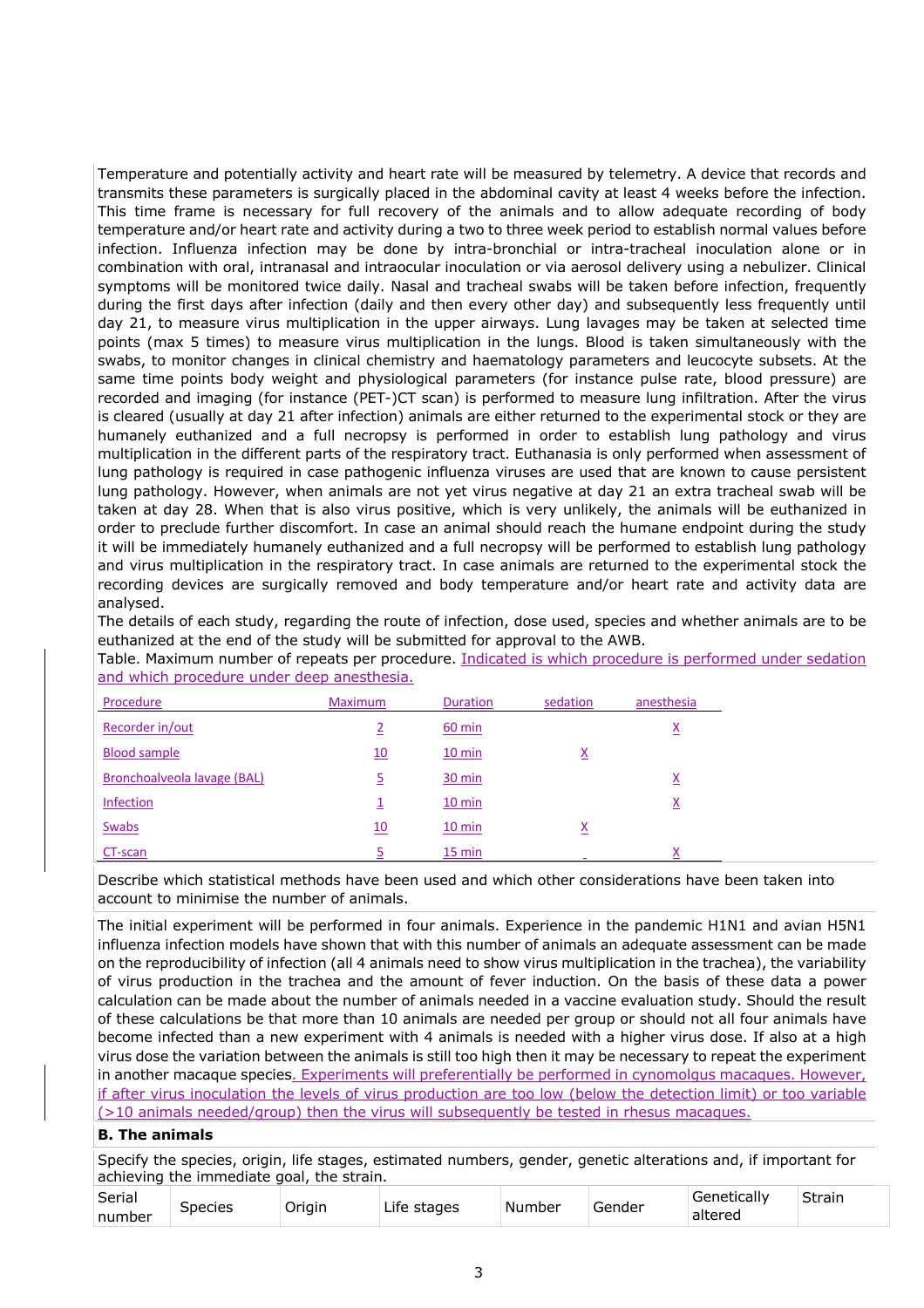Temperature and potentially activity and heart rate will be measured by telemetry. A device that records and transmits these parameters is surgically placed in the abdominal cavity at least 4 weeks before the infection. This time frame is necessary for full recovery of the animals and to allow adequate recording of body temperature and/or heart rate and activity during a two to three week period to establish normal values before infection. Influenza infection may be done by intra-bronchial or intra-tracheal inoculation alone or in combination with oral, intranasal and intraocular inoculation or via aerosol delivery using a nebulizer. Clinical symptoms will be monitored twice daily. Nasal and tracheal swabs will be taken before infection, frequently during the first days after infection (daily and then every other day) and subsequently less frequently until day 21, to measure virus multiplication in the upper airways. Lung lavages may be taken at selected time points (max 5 times) to measure virus multiplication in the lungs. Blood is taken simultaneously with the swabs, to monitor changes in clinical chemistry and haematology parameters and leucocyte subsets. At the same time points body weight and physiological parameters (for instance pulse rate, blood pressure) are recorded and imaging (for instance (PET-)CT scan) is performed to measure lung infiltration. After the virus is cleared (usually at day 21 after infection) animals are either returned to the experimental stock or they are humanely euthanized and a full necropsy is performed in order to establish lung pathology and virus multiplication in the different parts of the respiratory tract. Euthanasia is only performed when assessment of lung pathology is required in case pathogenic influenza viruses are used that are known to cause persistent lung pathology. However, when animals are not yet virus negative at day 21 an extra tracheal swab will be taken at day 28. When that is also virus positive, which is very unlikely, the animals will be euthanized in order to preclude further discomfort. In case an animal should reach the humane endpoint during the study it will be immediately humanely euthanized and a full necropsy will be performed to establish lung pathology and virus multiplication in the respiratory tract. In case animals are returned to the experimental stock the recording devices are surgically removed and body temperature and/or heart rate and activity data are analysed.

The details of each study, regarding the route of infection, dose used, species and whether animals are to be euthanized at the end of the study will be submitted for approval to the AWB.

Table. Maximum number of repeats per procedure. Indicated is which procedure is performed under sedation and which procedure under deep anesthesia.

| Procedure | Maximum | Duration | sedation | anesthesia |
|---|---|---|---|---|
| Recorder in/out | 2 | 60 min | | X |
| Blood sample | 10 | 10 min | X | |
| Bronchoalveola lavage (BAL) | 5 | 30 min | | X |
| Infection | 1 | 10 min | | X |
| Swabs | 10 | 10 min | X | |
| CT-scan | 5 | 15 min | | X |

Describe which statistical methods have been used and which other considerations have been taken into account to minimise the number of animals.

The initial experiment will be performed in four animals. Experience in the pandemic H1N1 and avian H5N1 influenza infection models have shown that with this number of animals an adequate assessment can be made on the reproducibility of infection (all 4 animals need to show virus multiplication in the trachea), the variability of virus production in the trachea and the amount of fever induction. On the basis of these data a power calculation can be made about the number of animals needed in a vaccine evaluation study. Should the result of these calculations be that more than 10 animals are needed per group or should not all four animals have become infected than a new experiment with 4 animals is needed with a higher virus dose. If also at a high virus dose the variation between the animals is still too high then it may be necessary to repeat the experiment in another macaque species. Experiments will preferentially be performed in cynomolgus macaques. However, if after virus inoculation the levels of virus production are too low (below the detection limit) or too variable (>10 animals needed/group) then the virus will subsequently be tested in rhesus macaques.

**B. The animals**

Specify the species, origin, life stages, estimated numbers, gender, genetic alterations and, if important for achieving the immediate goal, the strain.

| Serial number | Species | Origin | Life stages | Number | Gender | Genetically altered | Strain |
|---|---|---|---|---|---|---|---|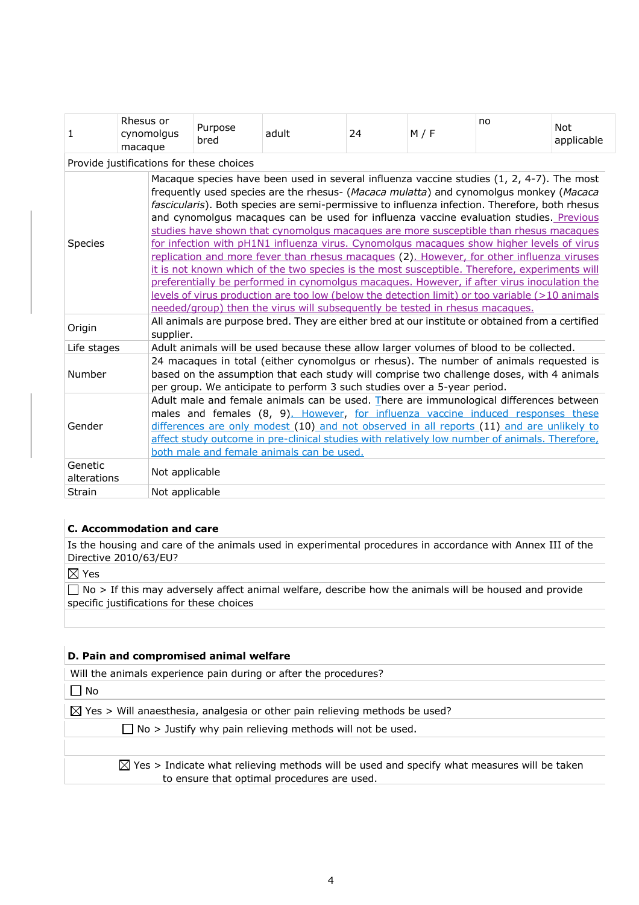| 1 | Rhesus or cynomolgus macaque | Purpose bred | adult | 24 | M / F | no | Not applicable |
|---|---|---|---|---|---|---|---|

Provide justifications for these choices

| | |
|---|---|
| Species | Macaque species have been used in several influenza vaccine studies (1, 2, 4-7). The most frequently used species are the rhesus- (*Macaca mulatta*) and cynomolgus monkey (*Macaca fascicularis*). Both species are semi-permissive to influenza infection. Therefore, both rhesus and cynomolgus macaques can be used for influenza vaccine evaluation studies. Previous studies have shown that cynomolgus macaques are more susceptible than rhesus macaques for infection with pH1N1 influenza virus. Cynomolgus macaques show higher levels of virus replication and more fever than rhesus macaques (2). However, for other influenza viruses it is not known which of the two species is the most susceptible. Therefore, experiments will preferentially be performed in cynomolgus macaques. However, if after virus inoculation the levels of virus production are too low (below the detection limit) or too variable (>10 animals needed/group) then the virus will subsequently be tested in rhesus macaques. |
| Origin | All animals are purpose bred. They are either bred at our institute or obtained from a certified supplier. |
| Life stages | Adult animals will be used because these allow larger volumes of blood to be collected. |
| Number | 24 macaques in total (either cynomolgus or rhesus). The number of animals requested is based on the assumption that each study will comprise two challenge doses, with 4 animals per group. We anticipate to perform 3 such studies over a 5-year period. |
| Gender | Adult male and female animals can be used. There are immunological differences between males and females (8, 9). However, for influenza vaccine induced responses these differences are only modest (10) and not observed in all reports (11) and are unlikely to affect study outcome in pre-clinical studies with relatively low number of animals. Therefore, both male and female animals can be used. |
| Genetic alterations | Not applicable |
| Strain | Not applicable |

## C. Accommodation and care

Is the housing and care of the animals used in experimental procedures in accordance with Annex III of the Directive 2010/63/EU?

☒ Yes

☐ No > If this may adversely affect animal welfare, describe how the animals will be housed and provide specific justifications for these choices

## D. Pain and compromised animal welfare

Will the animals experience pain during or after the procedures?

☐ No

☒ Yes > Will anaesthesia, analgesia or other pain relieving methods be used?

☐ No > Justify why pain relieving methods will not be used.

☒ Yes > Indicate what relieving methods will be used and specify what measures will be taken to ensure that optimal procedures are used.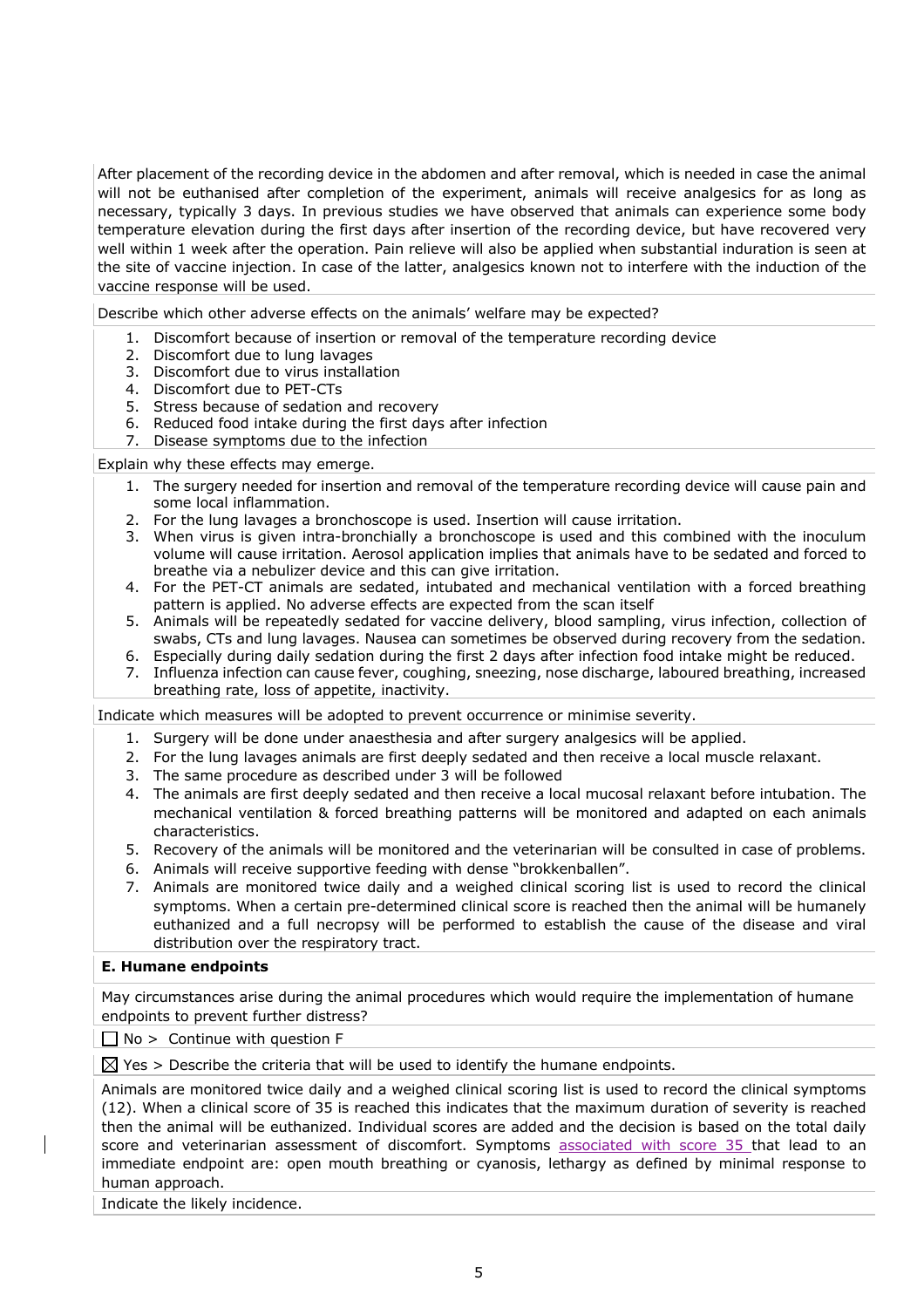After placement of the recording device in the abdomen and after removal, which is needed in case the animal will not be euthanised after completion of the experiment, animals will receive analgesics for as long as necessary, typically 3 days. In previous studies we have observed that animals can experience some body temperature elevation during the first days after insertion of the recording device, but have recovered very well within 1 week after the operation. Pain relieve will also be applied when substantial induration is seen at the site of vaccine injection. In case of the latter, analgesics known not to interfere with the induction of the vaccine response will be used.

Describe which other adverse effects on the animals' welfare may be expected?

1. Discomfort because of insertion or removal of the temperature recording device
2. Discomfort due to lung lavages
3. Discomfort due to virus installation
4. Discomfort due to PET-CTs
5. Stress because of sedation and recovery
6. Reduced food intake during the first days after infection
7. Disease symptoms due to the infection

Explain why these effects may emerge.

1. The surgery needed for insertion and removal of the temperature recording device will cause pain and some local inflammation.
2. For the lung lavages a bronchoscope is used. Insertion will cause irritation.
3. When virus is given intra-bronchially a bronchoscope is used and this combined with the inoculum volume will cause irritation. Aerosol application implies that animals have to be sedated and forced to breathe via a nebulizer device and this can give irritation.
4. For the PET-CT animals are sedated, intubated and mechanical ventilation with a forced breathing pattern is applied. No adverse effects are expected from the scan itself
5. Animals will be repeatedly sedated for vaccine delivery, blood sampling, virus infection, collection of swabs, CTs and lung lavages. Nausea can sometimes be observed during recovery from the sedation.
6. Especially during daily sedation during the first 2 days after infection food intake might be reduced.
7. Influenza infection can cause fever, coughing, sneezing, nose discharge, laboured breathing, increased breathing rate, loss of appetite, inactivity.

Indicate which measures will be adopted to prevent occurrence or minimise severity.

1. Surgery will be done under anaesthesia and after surgery analgesics will be applied.
2. For the lung lavages animals are first deeply sedated and then receive a local muscle relaxant.
3. The same procedure as described under 3 will be followed
4. The animals are first deeply sedated and then receive a local mucosal relaxant before intubation. The mechanical ventilation & forced breathing patterns will be monitored and adapted on each animals characteristics.
5. Recovery of the animals will be monitored and the veterinarian will be consulted in case of problems.
6. Animals will receive supportive feeding with dense "brokkenballen".
7. Animals are monitored twice daily and a weighed clinical scoring list is used to record the clinical symptoms. When a certain pre-determined clinical score is reached then the animal will be humanely euthanized and a full necropsy will be performed to establish the cause of the disease and viral distribution over the respiratory tract.

**E. Humane endpoints**

May circumstances arise during the animal procedures which would require the implementation of humane endpoints to prevent further distress?

☐ No > Continue with question F

☒ Yes > Describe the criteria that will be used to identify the humane endpoints.

Animals are monitored twice daily and a weighed clinical scoring list is used to record the clinical symptoms (12). When a clinical score of 35 is reached this indicates that the maximum duration of severity is reached then the animal will be euthanized. Individual scores are added and the decision is based on the total daily score and veterinarian assessment of discomfort. Symptoms associated with score 35 that lead to an immediate endpoint are: open mouth breathing or cyanosis, lethargy as defined by minimal response to human approach.

Indicate the likely incidence.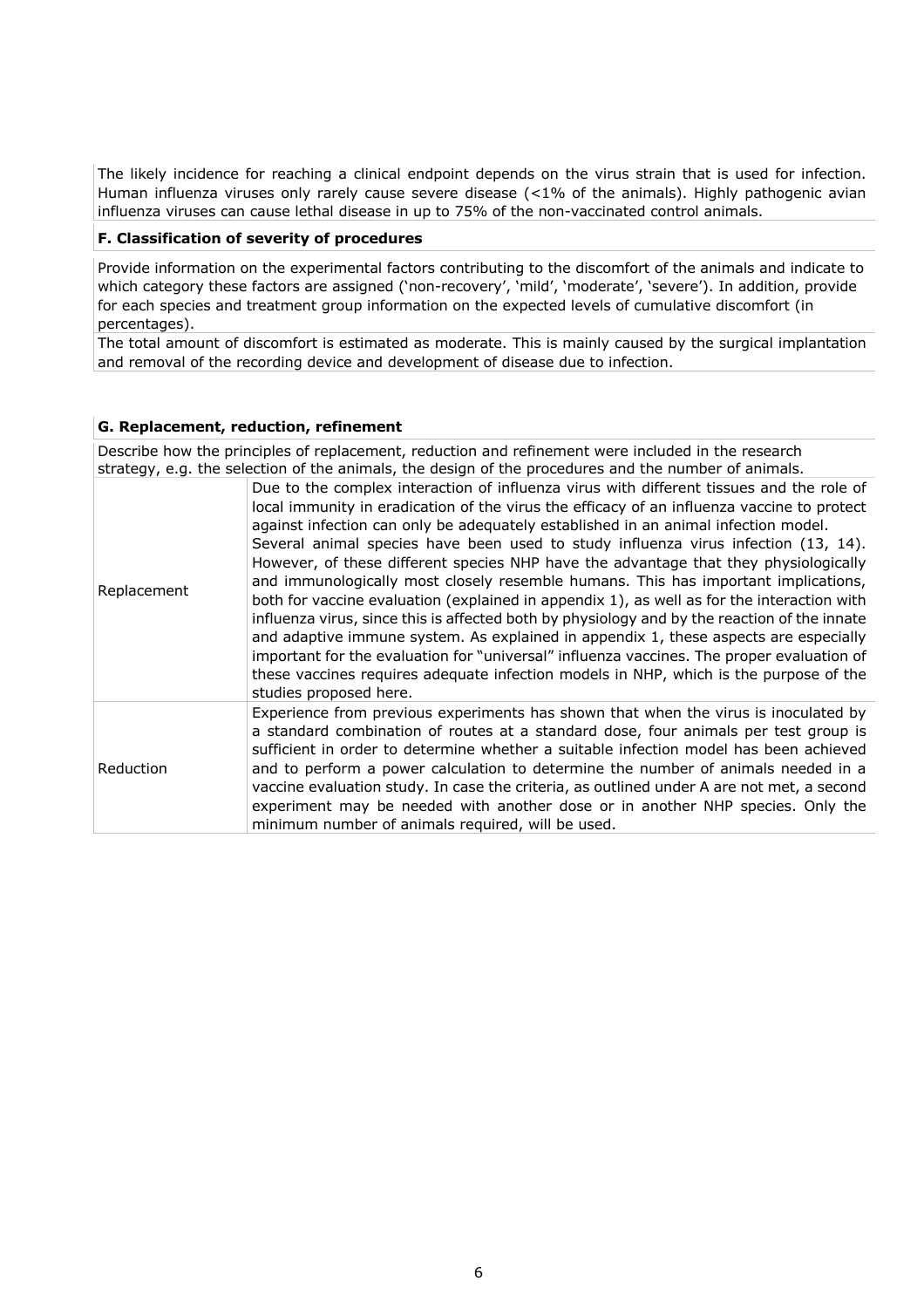The likely incidence for reaching a clinical endpoint depends on the virus strain that is used for infection. Human influenza viruses only rarely cause severe disease (<1% of the animals). Highly pathogenic avian influenza viruses can cause lethal disease in up to 75% of the non-vaccinated control animals.

### F. Classification of severity of procedures

Provide information on the experimental factors contributing to the discomfort of the animals and indicate to which category these factors are assigned ('non-recovery', 'mild', 'moderate', 'severe'). In addition, provide for each species and treatment group information on the expected levels of cumulative discomfort (in percentages).

The total amount of discomfort is estimated as moderate. This is mainly caused by the surgical implantation and removal of the recording device and development of disease due to infection.

### G. Replacement, reduction, refinement

Describe how the principles of replacement, reduction and refinement were included in the research strategy, e.g. the selection of the animals, the design of the procedures and the number of animals.

| | |
|---|---|
| Replacement | Due to the complex interaction of influenza virus with different tissues and the role of local immunity in eradication of the virus the efficacy of an influenza vaccine to protect against infection can only be adequately established in an animal infection model. Several animal species have been used to study influenza virus infection (13, 14). However, of these different species NHP have the advantage that they physiologically and immunologically most closely resemble humans. This has important implications, both for vaccine evaluation (explained in appendix 1), as well as for the interaction with influenza virus, since this is affected both by physiology and by the reaction of the innate and adaptive immune system. As explained in appendix 1, these aspects are especially important for the evaluation for "universal" influenza vaccines. The proper evaluation of these vaccines requires adequate infection models in NHP, which is the purpose of the studies proposed here. |
| Reduction | Experience from previous experiments has shown that when the virus is inoculated by a standard combination of routes at a standard dose, four animals per test group is sufficient in order to determine whether a suitable infection model has been achieved and to perform a power calculation to determine the number of animals needed in a vaccine evaluation study. In case the criteria, as outlined under A are not met, a second experiment may be needed with another dose or in another NHP species. Only the minimum number of animals required, will be used. |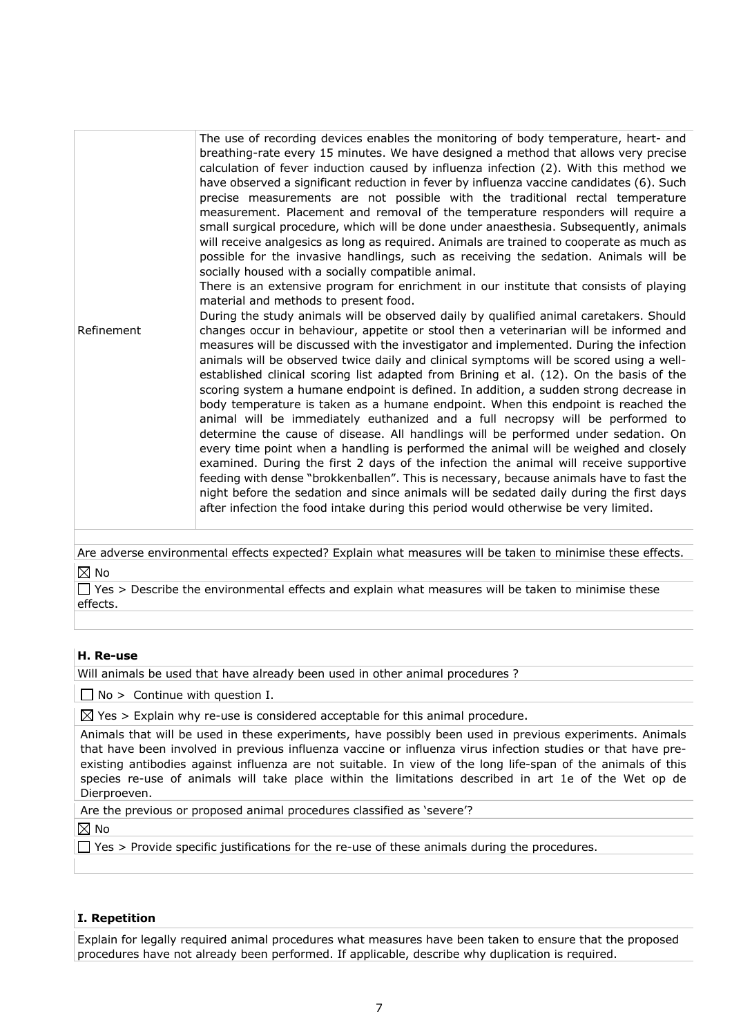| | |
|---|---|
| Refinement | The use of recording devices enables the monitoring of body temperature, heart- and breathing-rate every 15 minutes. We have designed a method that allows very precise calculation of fever induction caused by influenza infection (2). With this method we have observed a significant reduction in fever by influenza vaccine candidates (6). Such precise measurements are not possible with the traditional rectal temperature measurement. Placement and removal of the temperature responders will require a small surgical procedure, which will be done under anaesthesia. Subsequently, animals will receive analgesics as long as required. Animals are trained to cooperate as much as possible for the invasive handlings, such as receiving the sedation. Animals will be socially housed with a socially compatible animal.<br>There is an extensive program for enrichment in our institute that consists of playing material and methods to present food.<br>During the study animals will be observed daily by qualified animal caretakers. Should changes occur in behaviour, appetite or stool then a veterinarian will be informed and measures will be discussed with the investigator and implemented. During the infection animals will be observed twice daily and clinical symptoms will be scored using a well-established clinical scoring list adapted from Brining et al. (12). On the basis of the scoring system a humane endpoint is defined. In addition, a sudden strong decrease in body temperature is taken as a humane endpoint. When this endpoint is reached the animal will be immediately euthanized and a full necropsy will be performed to determine the cause of disease. All handlings will be performed under sedation. On every time point when a handling is performed the animal will be weighed and closely examined. During the first 2 days of the infection the animal will receive supportive feeding with dense "brokkenballen". This is necessary, because animals have to fast the night before the sedation and since animals will be sedated daily during the first days after infection the food intake during this period would otherwise be very limited. |

Are adverse environmental effects expected? Explain what measures will be taken to minimise these effects.

☒ No

☐ Yes > Describe the environmental effects and explain what measures will be taken to minimise these effects.

### H. Re-use

Will animals be used that have already been used in other animal procedures ?

☐ No > Continue with question I.

☒ Yes > Explain why re-use is considered acceptable for this animal procedure.

Animals that will be used in these experiments, have possibly been used in previous experiments. Animals that have been involved in previous influenza vaccine or influenza virus infection studies or that have pre-existing antibodies against influenza are not suitable. In view of the long life-span of the animals of this species re-use of animals will take place within the limitations described in art 1e of the Wet op de Dierproeven.

Are the previous or proposed animal procedures classified as 'severe'?

☒ No

☐ Yes > Provide specific justifications for the re-use of these animals during the procedures.

### I. Repetition

Explain for legally required animal procedures what measures have been taken to ensure that the proposed procedures have not already been performed. If applicable, describe why duplication is required.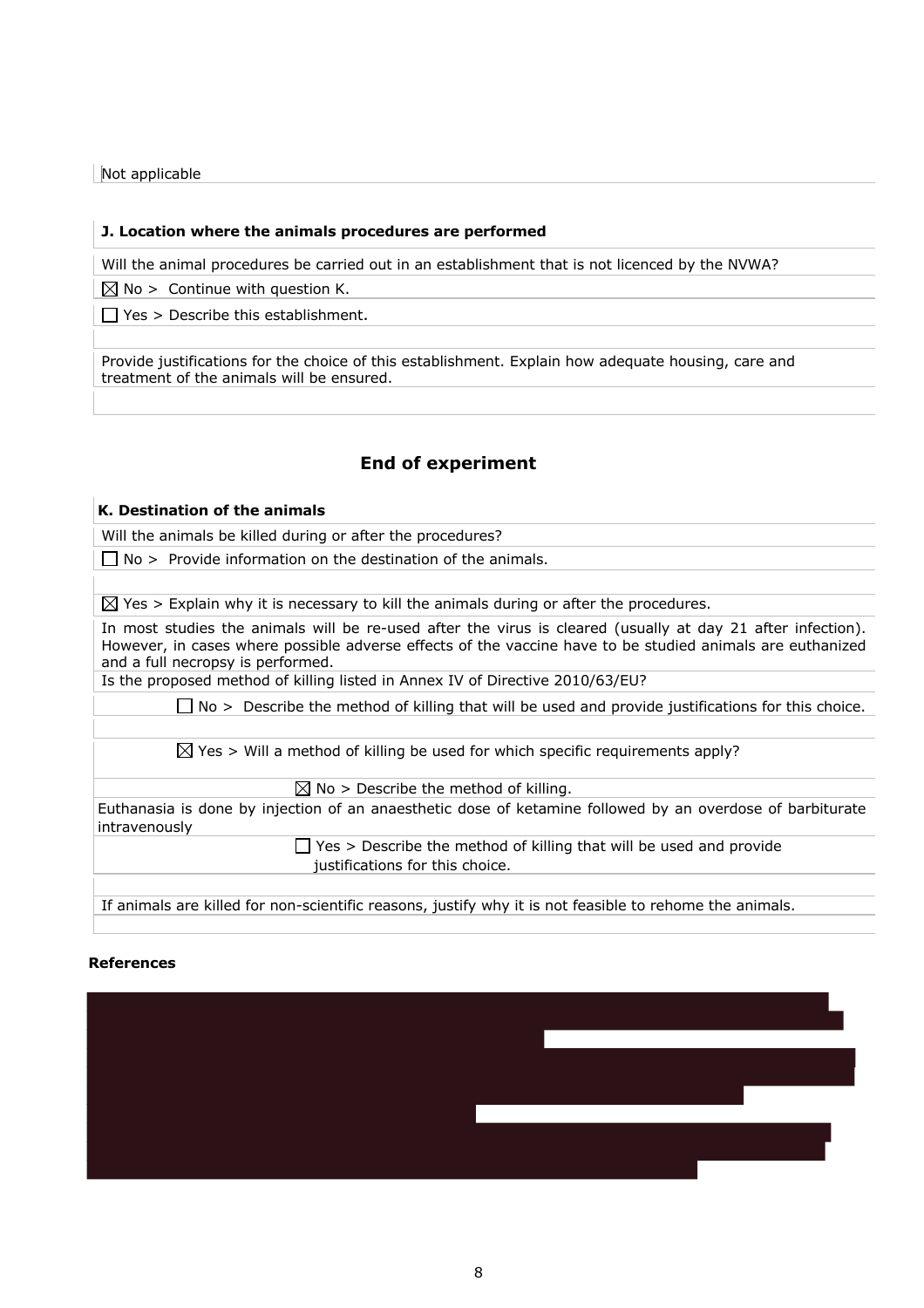Not applicable

**J. Location where the animals procedures are performed**

Will the animal procedures be carried out in an establishment that is not licenced by the NVWA?

☒ No > Continue with question K.

☐ Yes > Describe this establishment.

Provide justifications for the choice of this establishment. Explain how adequate housing, care and treatment of the animals will be ensured.

## End of experiment

**K. Destination of the animals**

Will the animals be killed during or after the procedures?

☐ No > Provide information on the destination of the animals.

☒ Yes > Explain why it is necessary to kill the animals during or after the procedures.

In most studies the animals will be re-used after the virus is cleared (usually at day 21 after infection). However, in cases where possible adverse effects of the vaccine have to be studied animals are euthanized and a full necropsy is performed.

Is the proposed method of killing listed in Annex IV of Directive 2010/63/EU?

☐ No > Describe the method of killing that will be used and provide justifications for this choice.

☒ Yes > Will a method of killing be used for which specific requirements apply?

☒ No > Describe the method of killing.

Euthanasia is done by injection of an anaesthetic dose of ketamine followed by an overdose of barbiturate intravenously

☐ Yes > Describe the method of killing that will be used and provide justifications for this choice.

If animals are killed for non-scientific reasons, justify why it is not feasible to rehome the animals.

**References**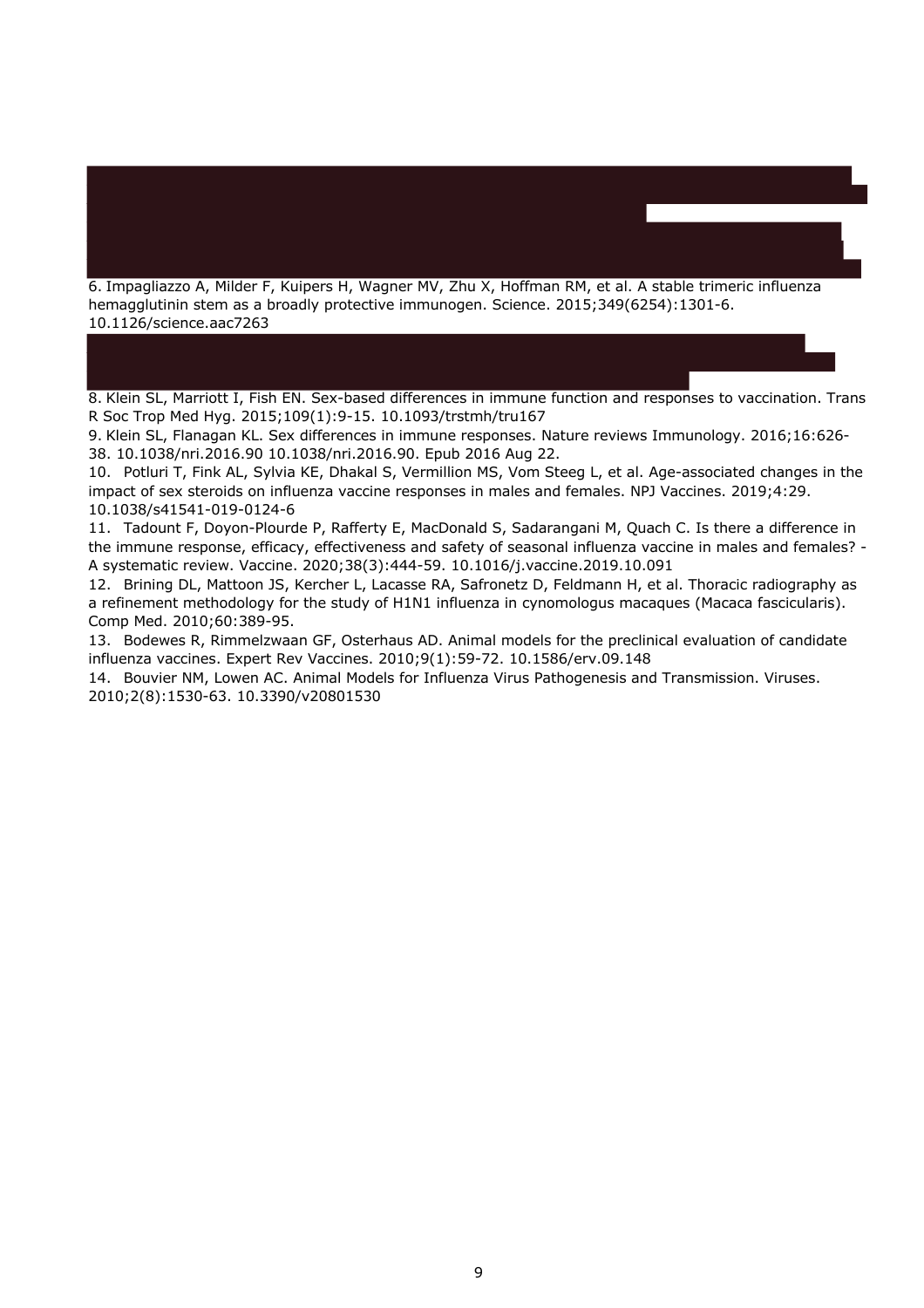6. Impagliazzo A, Milder F, Kuipers H, Wagner MV, Zhu X, Hoffman RM, et al. A stable trimeric influenza hemagglutinin stem as a broadly protective immunogen. Science. 2015;349(6254):1301-6. 10.1126/science.aac7263

8. Klein SL, Marriott I, Fish EN. Sex-based differences in immune function and responses to vaccination. Trans R Soc Trop Med Hyg. 2015;109(1):9-15. 10.1093/trstmh/tru167

9. Klein SL, Flanagan KL. Sex differences in immune responses. Nature reviews Immunology. 2016;16:626-38. 10.1038/nri.2016.90 10.1038/nri.2016.90. Epub 2016 Aug 22.

10. Potluri T, Fink AL, Sylvia KE, Dhakal S, Vermillion MS, Vom Steeg L, et al. Age-associated changes in the impact of sex steroids on influenza vaccine responses in males and females. NPJ Vaccines. 2019;4:29. 10.1038/s41541-019-0124-6

11. Tadount F, Doyon-Plourde P, Rafferty E, MacDonald S, Sadarangani M, Quach C. Is there a difference in the immune response, efficacy, effectiveness and safety of seasonal influenza vaccine in males and females? - A systematic review. Vaccine. 2020;38(3):444-59. 10.1016/j.vaccine.2019.10.091

12. Brining DL, Mattoon JS, Kercher L, Lacasse RA, Safronetz D, Feldmann H, et al. Thoracic radiography as a refinement methodology for the study of H1N1 influenza in cynomologus macaques (Macaca fascicularis). Comp Med. 2010;60:389-95.

13. Bodewes R, Rimmelzwaan GF, Osterhaus AD. Animal models for the preclinical evaluation of candidate influenza vaccines. Expert Rev Vaccines. 2010;9(1):59-72. 10.1586/erv.09.148

14. Bouvier NM, Lowen AC. Animal Models for Influenza Virus Pathogenesis and Transmission. Viruses. 2010;2(8):1530-63. 10.3390/v20801530